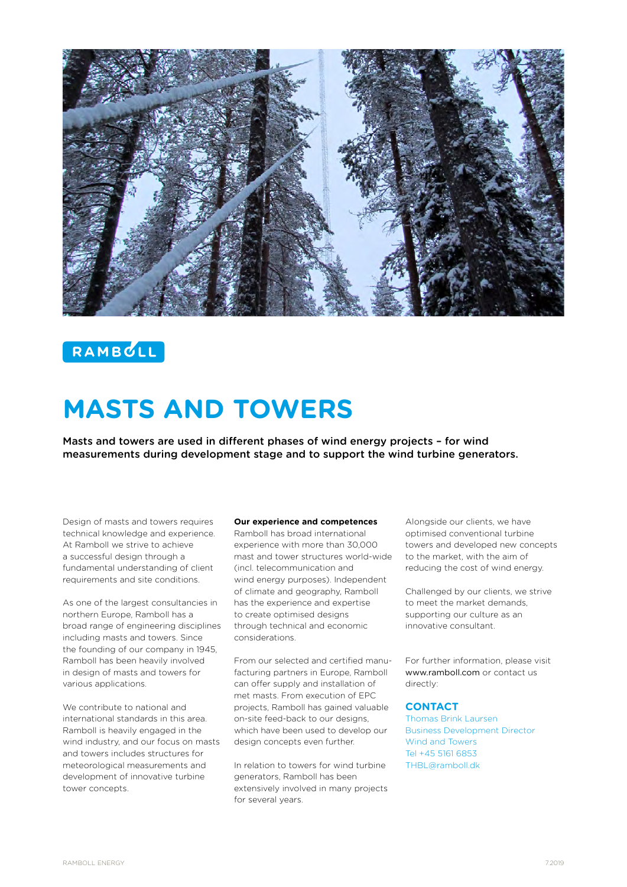RAMBOLL

# MASTS AND TOWERS

**Masts and towers are used in different phases of wind energy projects – for wind measurements during development stage and to support the wind turbine generators.**

Design of masts and towers requires technical knowledge and experience. At Ramboll we strive to achieve a successful design through a fundamental understanding of client requirements and site conditions.

As one of the largest consultancies in northern Europe, Ramboll has a broad range of engineering disciplines including masts and towers. Since the founding of our company in 1945, Ramboll has been heavily involved in design of masts and towers for various applications.

We contribute to national and international standards in this area. Ramboll is heavily engaged in the wind industry, and our focus on masts and towers includes structures for meteorological measurements and development of innovative turbine tower concepts.

**Our experience and competences**

Ramboll has broad international experience with more than 30,000 mast and tower structures world-wide (incl. telecommunication and wind energy purposes). Independent of climate and geography, Ramboll has the experience and expertise to create optimised designs through technical and economic considerations.

From our selected and certified manufacturing partners in Europe, Ramboll can offer supply and installation of met masts. From execution of EPC projects, Ramboll has gained valuable on-site feed-back to our designs, which have been used to develop our design concepts even further.

In relation to towers for wind turbine generators, Ramboll has been extensively involved in many projects for several years.

Alongside our clients, we have optimised conventional turbine towers and developed new concepts to the market, with the aim of reducing the cost of wind energy.

Challenged by our clients, we strive to meet the market demands, supporting our culture as an innovative consultant.

For further information, please visit www.ramboll.com or contact us directly:

## CONTACT

Thomas Brink Laursen
Business Development Director
Wind and Towers
Tel +45 5161 6853
THBL@ramboll.dk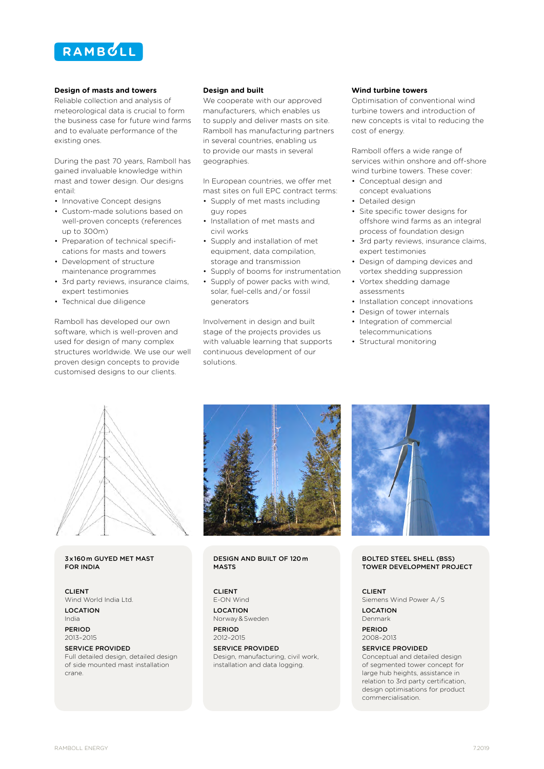### Design of masts and towers

Reliable collection and analysis of meteorological data is crucial to form the business case for future wind farms and to evaluate performance of the existing ones.

During the past 70 years, Ramboll has gained invaluable knowledge within mast and tower design. Our designs entail:

- Innovative Concept designs
- Custom-made solutions based on well-proven concepts (references up to 300m)
- Preparation of technical specifications for masts and towers
- Development of structure maintenance programmes
- 3rd party reviews, insurance claims, expert testimonies
- Technical due diligence

Ramboll has developed our own software, which is well-proven and used for design of many complex structures worldwide. We use our well proven design concepts to provide customised designs to our clients.

### Design and built

We cooperate with our approved manufacturers, which enables us to supply and deliver masts on site. Ramboll has manufacturing partners in several countries, enabling us to provide our masts in several geographies.

In European countries, we offer met mast sites on full EPC contract terms:

- Supply of met masts including guy ropes
- Installation of met masts and civil works
- Supply and installation of met equipment, data compilation, storage and transmission
- Supply of booms for instrumentation
- Supply of power packs with wind, solar, fuel-cells and / or fossil generators

Involvement in design and built stage of the projects provides us with valuable learning that supports continuous development of our solutions.

### Wind turbine towers

Optimisation of conventional wind turbine towers and introduction of new concepts is vital to reducing the cost of energy.

Ramboll offers a wide range of services within onshore and off-shore wind turbine towers. These cover:

- Conceptual design and concept evaluations
- Detailed design
- Site specific tower designs for offshore wind farms as an integral process of foundation design
- 3rd party reviews, insurance claims, expert testimonies
- Design of damping devices and vortex shedding suppression
- Vortex shedding damage assessments
- Installation concept innovations
- Design of tower internals
- Integration of commercial telecommunications
- Structural monitoring

**3 x 160 m GUYED MET MAST FOR INDIA**

**CLIENT**
Wind World India Ltd.

**LOCATION**
India

**PERIOD**
2013–2015

**SERVICE PROVIDED**
Full detailed design, detailed design of side mounted mast installation crane.

**DESIGN AND BUILT OF 120 m MASTS**

**CLIENT**
E-ON Wind

**LOCATION**
Norway & Sweden

**PERIOD**
2012–2015

**SERVICE PROVIDED**
Design, manufacturing, civil work, installation and data logging.

**BOLTED STEEL SHELL (BSS) TOWER DEVELOPMENT PROJECT**

**CLIENT**
Siemens Wind Power A / S

**LOCATION**
Denmark

**PERIOD**
2008–2013

**SERVICE PROVIDED**
Conceptual and detailed design of segmented tower concept for large hub heights, assistance in relation to 3rd party certification, design optimisations for product commercialisation.